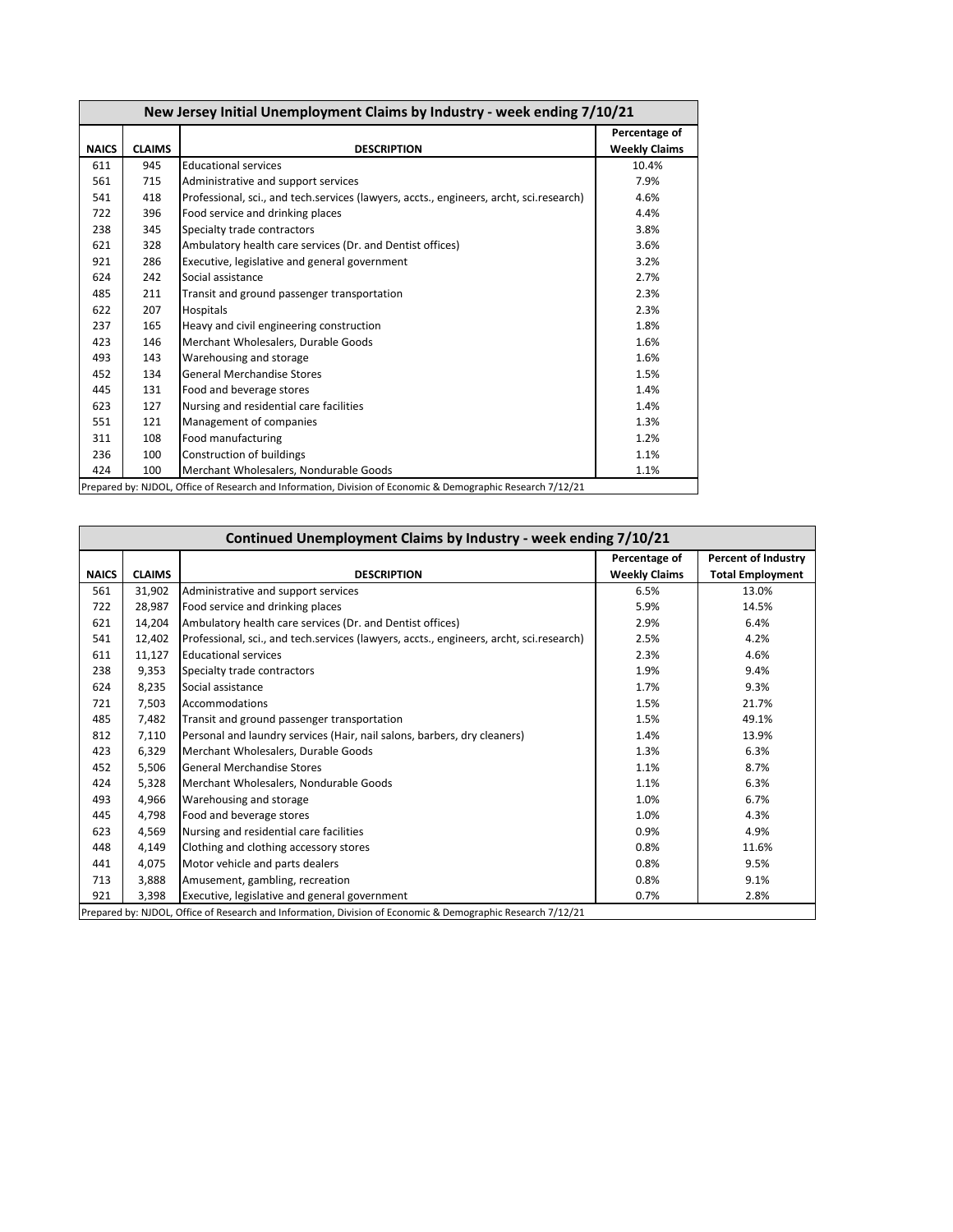## New Jersey Initial Unemployment Claims by Industry - week ending 7/10/21

| NAICS | CLAIMS | DESCRIPTION | Percentage of Weekly Claims |
|---|---|---|---|
| 611 | 945 | Educational services | 10.4% |
| 561 | 715 | Administrative and support services | 7.9% |
| 541 | 418 | Professional, sci., and tech.services (lawyers, accts., engineers, archt, sci.research) | 4.6% |
| 722 | 396 | Food service and drinking places | 4.4% |
| 238 | 345 | Specialty trade contractors | 3.8% |
| 621 | 328 | Ambulatory health care services (Dr. and Dentist offices) | 3.6% |
| 921 | 286 | Executive, legislative and general government | 3.2% |
| 624 | 242 | Social assistance | 2.7% |
| 485 | 211 | Transit and ground passenger transportation | 2.3% |
| 622 | 207 | Hospitals | 2.3% |
| 237 | 165 | Heavy and civil engineering construction | 1.8% |
| 423 | 146 | Merchant Wholesalers, Durable Goods | 1.6% |
| 493 | 143 | Warehousing and storage | 1.6% |
| 452 | 134 | General Merchandise Stores | 1.5% |
| 445 | 131 | Food and beverage stores | 1.4% |
| 623 | 127 | Nursing and residential care facilities | 1.4% |
| 551 | 121 | Management of companies | 1.3% |
| 311 | 108 | Food manufacturing | 1.2% |
| 236 | 100 | Construction of buildings | 1.1% |
| 424 | 100 | Merchant Wholesalers, Nondurable Goods | 1.1% |

Prepared by: NJDOL, Office of Research and Information, Division of Economic & Demographic Research 7/12/21

## Continued Unemployment Claims by Industry - week ending 7/10/21

| NAICS | CLAIMS | DESCRIPTION | Percentage of Weekly Claims | Percent of Industry Total Employment |
|---|---|---|---|---|
| 561 | 31,902 | Administrative and support services | 6.5% | 13.0% |
| 722 | 28,987 | Food service and drinking places | 5.9% | 14.5% |
| 621 | 14,204 | Ambulatory health care services (Dr. and Dentist offices) | 2.9% | 6.4% |
| 541 | 12,402 | Professional, sci., and tech.services (lawyers, accts., engineers, archt, sci.research) | 2.5% | 4.2% |
| 611 | 11,127 | Educational services | 2.3% | 4.6% |
| 238 | 9,353 | Specialty trade contractors | 1.9% | 9.4% |
| 624 | 8,235 | Social assistance | 1.7% | 9.3% |
| 721 | 7,503 | Accommodations | 1.5% | 21.7% |
| 485 | 7,482 | Transit and ground passenger transportation | 1.5% | 49.1% |
| 812 | 7,110 | Personal and laundry services (Hair, nail salons, barbers, dry cleaners) | 1.4% | 13.9% |
| 423 | 6,329 | Merchant Wholesalers, Durable Goods | 1.3% | 6.3% |
| 452 | 5,506 | General Merchandise Stores | 1.1% | 8.7% |
| 424 | 5,328 | Merchant Wholesalers, Nondurable Goods | 1.1% | 6.3% |
| 493 | 4,966 | Warehousing and storage | 1.0% | 6.7% |
| 445 | 4,798 | Food and beverage stores | 1.0% | 4.3% |
| 623 | 4,569 | Nursing and residential care facilities | 0.9% | 4.9% |
| 448 | 4,149 | Clothing and clothing accessory stores | 0.8% | 11.6% |
| 441 | 4,075 | Motor vehicle and parts dealers | 0.8% | 9.5% |
| 713 | 3,888 | Amusement, gambling, recreation | 0.8% | 9.1% |
| 921 | 3,398 | Executive, legislative and general government | 0.7% | 2.8% |

Prepared by: NJDOL, Office of Research and Information, Division of Economic & Demographic Research 7/12/21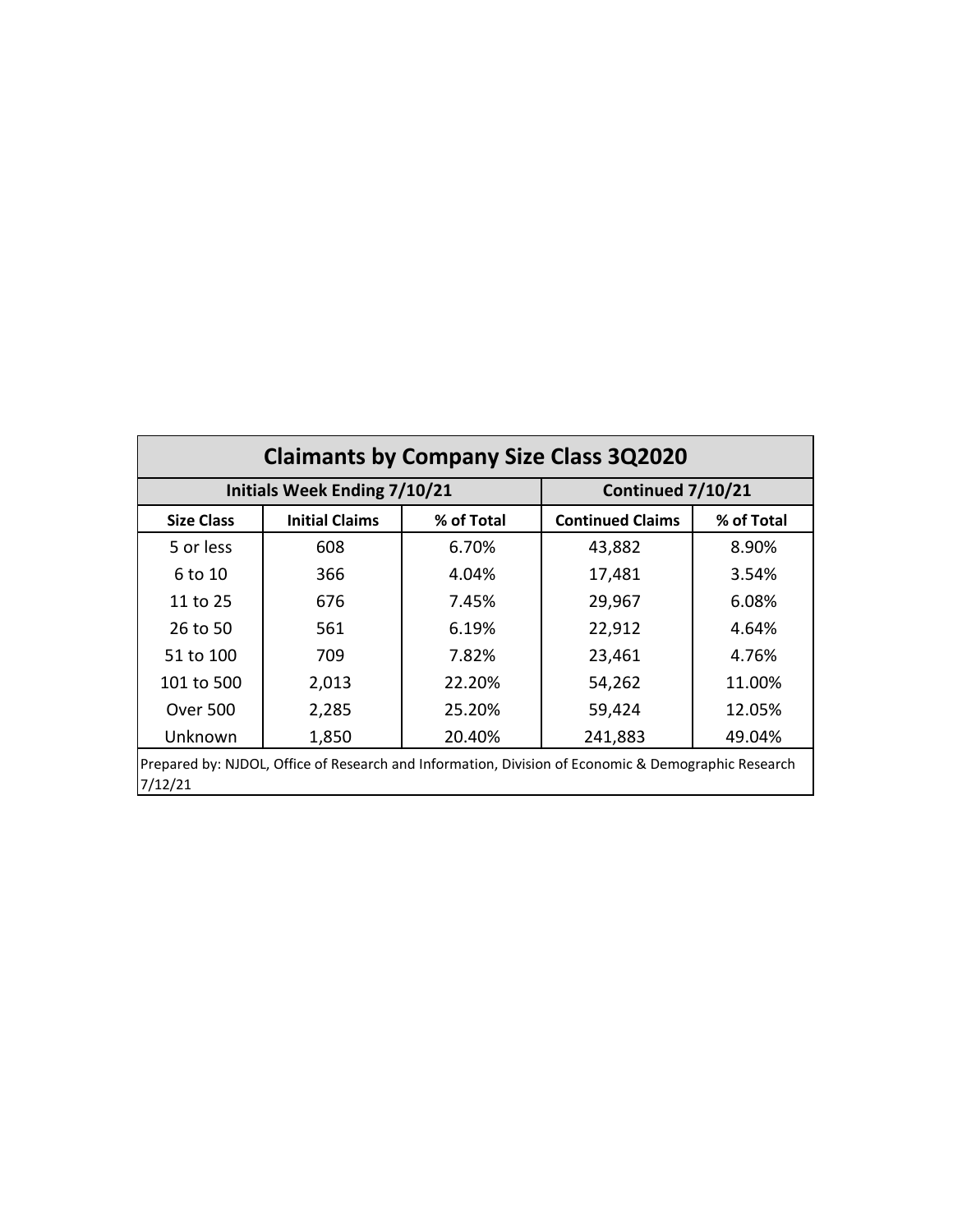| Claimants by Company Size Class 3Q2020 | | | | |
|---|---|---|---|---|
| Initials Week Ending 7/10/21 | | | Continued 7/10/21 | |
| **Size Class** | **Initial Claims** | **% of Total** | **Continued Claims** | **% of Total** |
| 5 or less | 608 | 6.70% | 43,882 | 8.90% |
| 6 to 10 | 366 | 4.04% | 17,481 | 3.54% |
| 11 to 25 | 676 | 7.45% | 29,967 | 6.08% |
| 26 to 50 | 561 | 6.19% | 22,912 | 4.64% |
| 51 to 100 | 709 | 7.82% | 23,461 | 4.76% |
| 101 to 500 | 2,013 | 22.20% | 54,262 | 11.00% |
| Over 500 | 2,285 | 25.20% | 59,424 | 12.05% |
| Unknown | 1,850 | 20.40% | 241,883 | 49.04% |

Prepared by: NJDOL, Office of Research and Information, Division of Economic & Demographic Research 7/12/21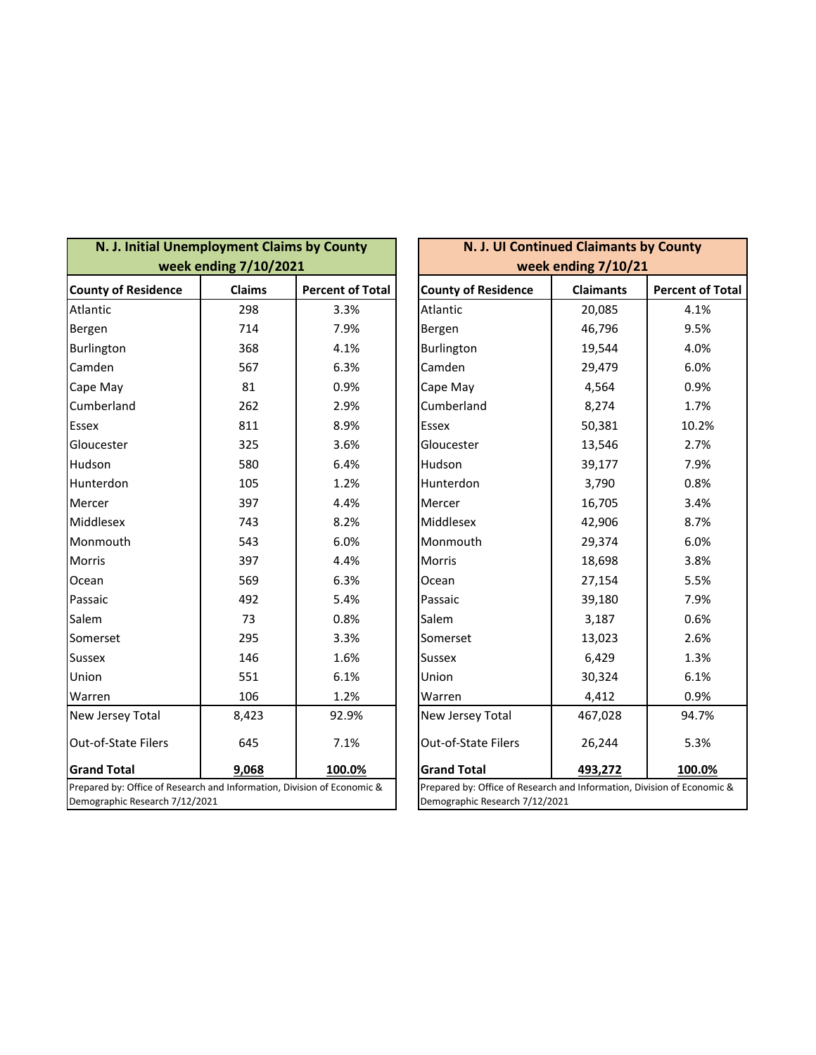## N. J. Initial Unemployment Claims by County
### week ending 7/10/2021

| County of Residence | Claims | Percent of Total |
|---|---|---|
| Atlantic | 298 | 3.3% |
| Bergen | 714 | 7.9% |
| Burlington | 368 | 4.1% |
| Camden | 567 | 6.3% |
| Cape May | 81 | 0.9% |
| Cumberland | 262 | 2.9% |
| Essex | 811 | 8.9% |
| Gloucester | 325 | 3.6% |
| Hudson | 580 | 6.4% |
| Hunterdon | 105 | 1.2% |
| Mercer | 397 | 4.4% |
| Middlesex | 743 | 8.2% |
| Monmouth | 543 | 6.0% |
| Morris | 397 | 4.4% |
| Ocean | 569 | 6.3% |
| Passaic | 492 | 5.4% |
| Salem | 73 | 0.8% |
| Somerset | 295 | 3.3% |
| Sussex | 146 | 1.6% |
| Union | 551 | 6.1% |
| Warren | 106 | 1.2% |
| New Jersey Total | 8,423 | 92.9% |
| Out-of-State Filers | 645 | 7.1% |
| **Grand Total** | **9,068** | **100.0%** |

Prepared by: Office of Research and Information, Division of Economic & Demographic Research 7/12/2021

## N. J. UI Continued Claimants by County
### week ending 7/10/21

| County of Residence | Claimants | Percent of Total |
|---|---|---|
| Atlantic | 20,085 | 4.1% |
| Bergen | 46,796 | 9.5% |
| Burlington | 19,544 | 4.0% |
| Camden | 29,479 | 6.0% |
| Cape May | 4,564 | 0.9% |
| Cumberland | 8,274 | 1.7% |
| Essex | 50,381 | 10.2% |
| Gloucester | 13,546 | 2.7% |
| Hudson | 39,177 | 7.9% |
| Hunterdon | 3,790 | 0.8% |
| Mercer | 16,705 | 3.4% |
| Middlesex | 42,906 | 8.7% |
| Monmouth | 29,374 | 6.0% |
| Morris | 18,698 | 3.8% |
| Ocean | 27,154 | 5.5% |
| Passaic | 39,180 | 7.9% |
| Salem | 3,187 | 0.6% |
| Somerset | 13,023 | 2.6% |
| Sussex | 6,429 | 1.3% |
| Union | 30,324 | 6.1% |
| Warren | 4,412 | 0.9% |
| New Jersey Total | 467,028 | 94.7% |
| Out-of-State Filers | 26,244 | 5.3% |
| **Grand Total** | **493,272** | **100.0%** |

Prepared by: Office of Research and Information, Division of Economic & Demographic Research 7/12/2021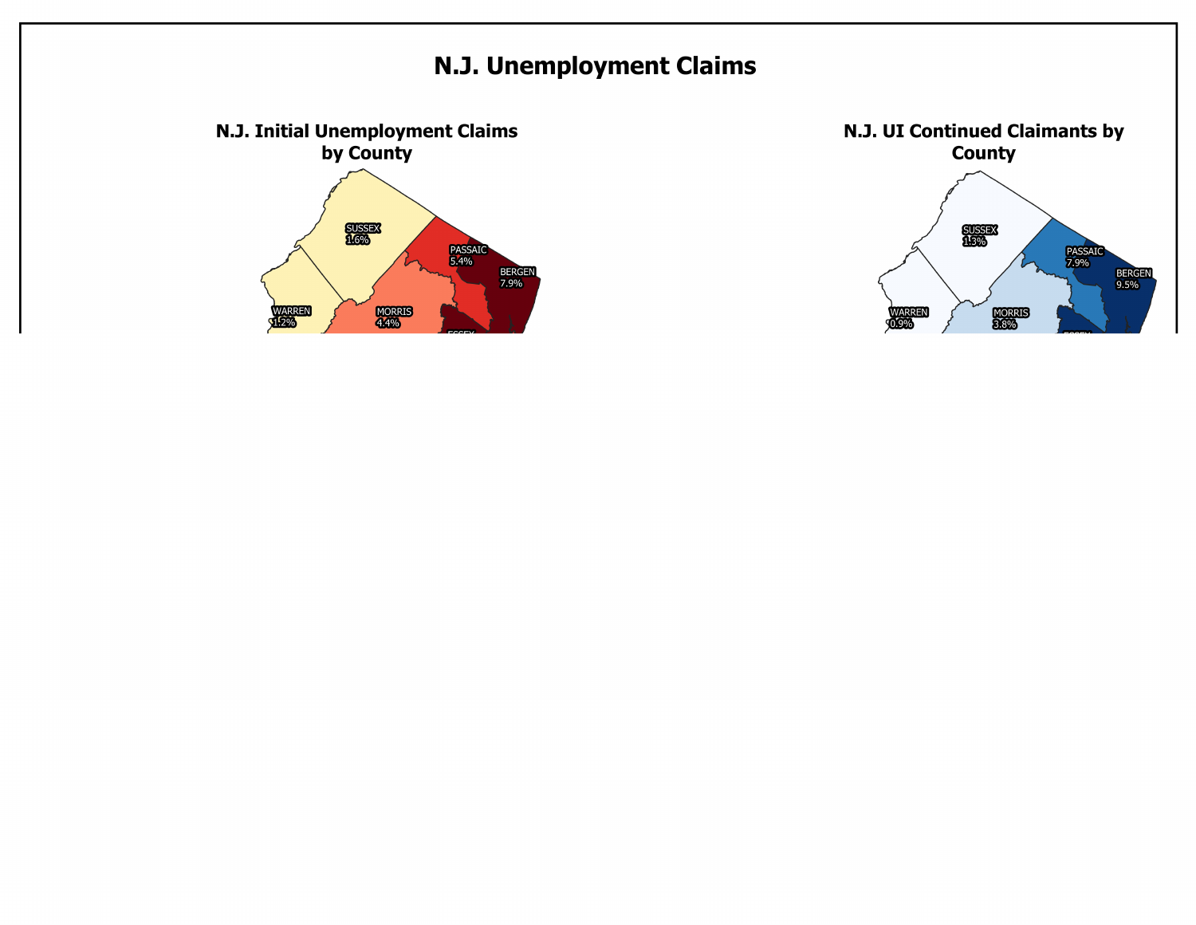# N.J. Unemployment Claims

## N.J. Initial Unemployment Claims by County

SUSSEX
1.6%

PASSAIC
5.4%

BERGEN
7.9%

WARREN
1.2%

MORRIS
4.4%

ESSEX

## N.J. UI Continued Claimants by County

SUSSEX
1.3%

PASSAIC
7.9%

BERGEN
9.5%

WARREN
0.9%

MORRIS
3.8%

ESSEX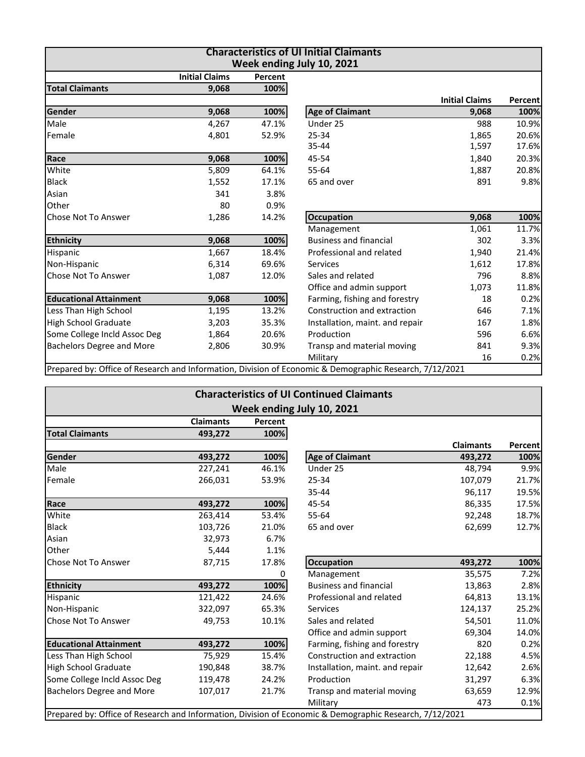## Characteristics of UI Initial Claimants
### Week ending July 10, 2021

| | Initial Claims | Percent |
|---|---|---|
| **Total Claimants** | **9,068** | **100%** |

| **Gender** | **9,068** | **100%** |
|---|---|---|
| Male | 4,267 | 47.1% |
| Female | 4,801 | 52.9% |

| **Race** | **9,068** | **100%** |
|---|---|---|
| White | 5,809 | 64.1% |
| Black | 1,552 | 17.1% |
| Asian | 341 | 3.8% |
| Other | 80 | 0.9% |
| Chose Not To Answer | 1,286 | 14.2% |

| **Ethnicity** | **9,068** | **100%** |
|---|---|---|
| Hispanic | 1,667 | 18.4% |
| Non-Hispanic | 6,314 | 69.6% |
| Chose Not To Answer | 1,087 | 12.0% |

| **Educational Attainment** | **9,068** | **100%** |
|---|---|---|
| Less Than High School | 1,195 | 13.2% |
| High School Graduate | 3,203 | 35.3% |
| Some College Incld Assoc Deg | 1,864 | 20.6% |
| Bachelors Degree and More | 2,806 | 30.9% |

| | Initial Claims | Percent |
|---|---|---|
| **Age of Claimant** | **9,068** | **100%** |
| Under 25 | 988 | 10.9% |
| 25-34 | 1,865 | 20.6% |
| 35-44 | 1,597 | 17.6% |
| 45-54 | 1,840 | 20.3% |
| 55-64 | 1,887 | 20.8% |
| 65 and over | 891 | 9.8% |

| **Occupation** | **9,068** | **100%** |
|---|---|---|
| Management | 1,061 | 11.7% |
| Business and financial | 302 | 3.3% |
| Professional and related | 1,940 | 21.4% |
| Services | 1,612 | 17.8% |
| Sales and related | 796 | 8.8% |
| Office and admin support | 1,073 | 11.8% |
| Farming, fishing and forestry | 18 | 0.2% |
| Construction and extraction | 646 | 7.1% |
| Installation, maint. and repair | 167 | 1.8% |
| Production | 596 | 6.6% |
| Transp and material moving | 841 | 9.3% |
| Military | 16 | 0.2% |

Prepared by: Office of Research and Information, Division of Economic & Demographic Research, 7/12/2021

## Characteristics of UI Continued Claimants
### Week ending July 10, 2021

| | Claimants | Percent |
|---|---|---|
| **Total Claimants** | **493,272** | **100%** |

| **Gender** | **493,272** | **100%** |
|---|---|---|
| Male | 227,241 | 46.1% |
| Female | 266,031 | 53.9% |

| **Race** | **493,272** | **100%** |
|---|---|---|
| White | 263,414 | 53.4% |
| Black | 103,726 | 21.0% |
| Asian | 32,973 | 6.7% |
| Other | 5,444 | 1.1% |
| Chose Not To Answer | 87,715 | 17.8% |
| | | 0 |

| **Ethnicity** | **493,272** | **100%** |
|---|---|---|
| Hispanic | 121,422 | 24.6% |
| Non-Hispanic | 322,097 | 65.3% |
| Chose Not To Answer | 49,753 | 10.1% |

| **Educational Attainment** | **493,272** | **100%** |
|---|---|---|
| Less Than High School | 75,929 | 15.4% |
| High School Graduate | 190,848 | 38.7% |
| Some College Incld Assoc Deg | 119,478 | 24.2% |
| Bachelors Degree and More | 107,017 | 21.7% |

| | Claimants | Percent |
|---|---|---|
| **Age of Claimant** | **493,272** | **100%** |
| Under 25 | 48,794 | 9.9% |
| 25-34 | 107,079 | 21.7% |
| 35-44 | 96,117 | 19.5% |
| 45-54 | 86,335 | 17.5% |
| 55-64 | 92,248 | 18.7% |
| 65 and over | 62,699 | 12.7% |

| **Occupation** | **493,272** | **100%** |
|---|---|---|
| Management | 35,575 | 7.2% |
| Business and financial | 13,863 | 2.8% |
| Professional and related | 64,813 | 13.1% |
| Services | 124,137 | 25.2% |
| Sales and related | 54,501 | 11.0% |
| Office and admin support | 69,304 | 14.0% |
| Farming, fishing and forestry | 820 | 0.2% |
| Construction and extraction | 22,188 | 4.5% |
| Installation, maint. and repair | 12,642 | 2.6% |
| Production | 31,297 | 6.3% |
| Transp and material moving | 63,659 | 12.9% |
| Military | 473 | 0.1% |

Prepared by: Office of Research and Information, Division of Economic & Demographic Research, 7/12/2021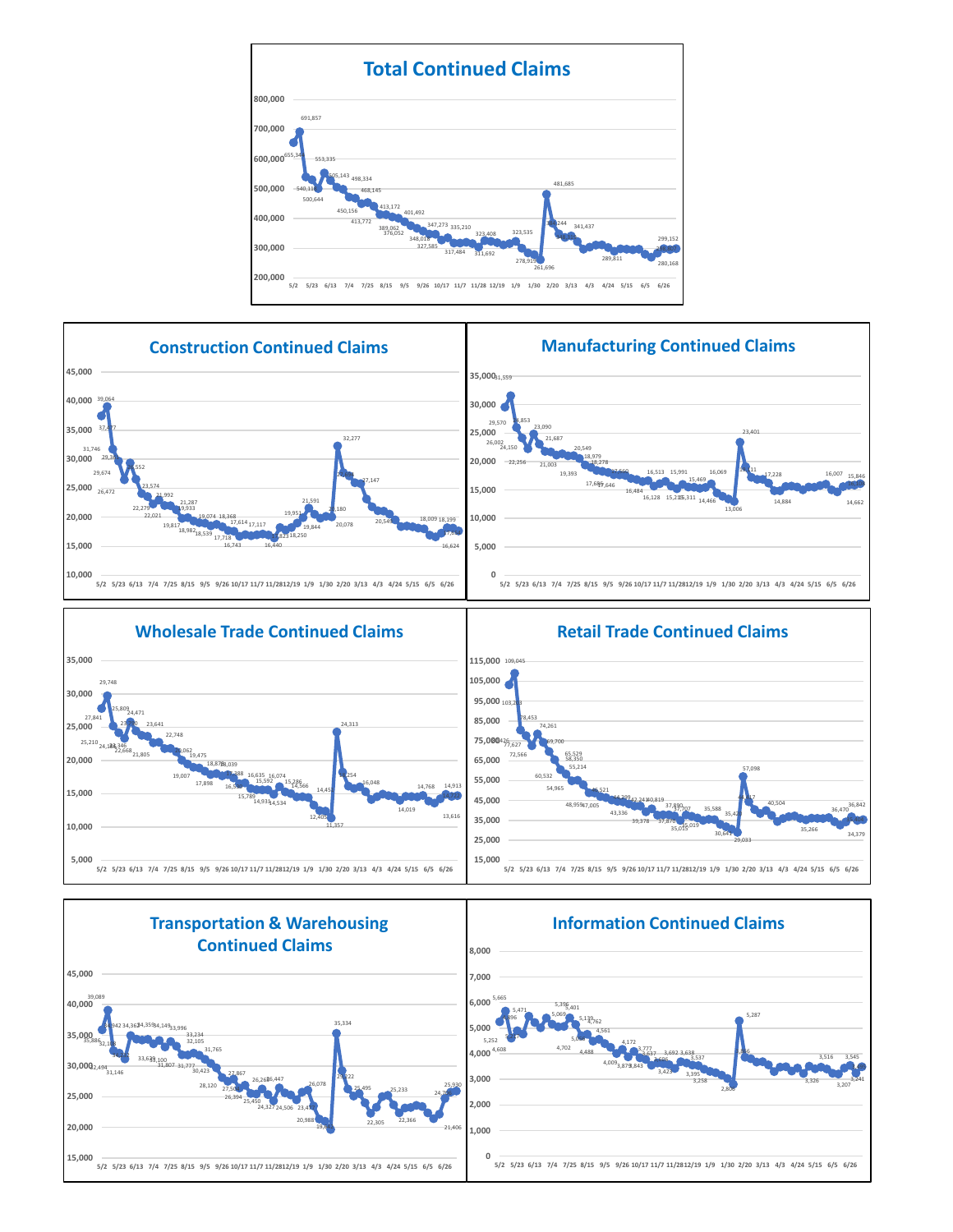## Total Continued Claims

## Construction Continued Claims

## Manufacturing Continued Claims

## Wholesale Trade Continued Claims

## Retail Trade Continued Claims

## Transportation & Warehousing Continued Claims

## Information Continued Claims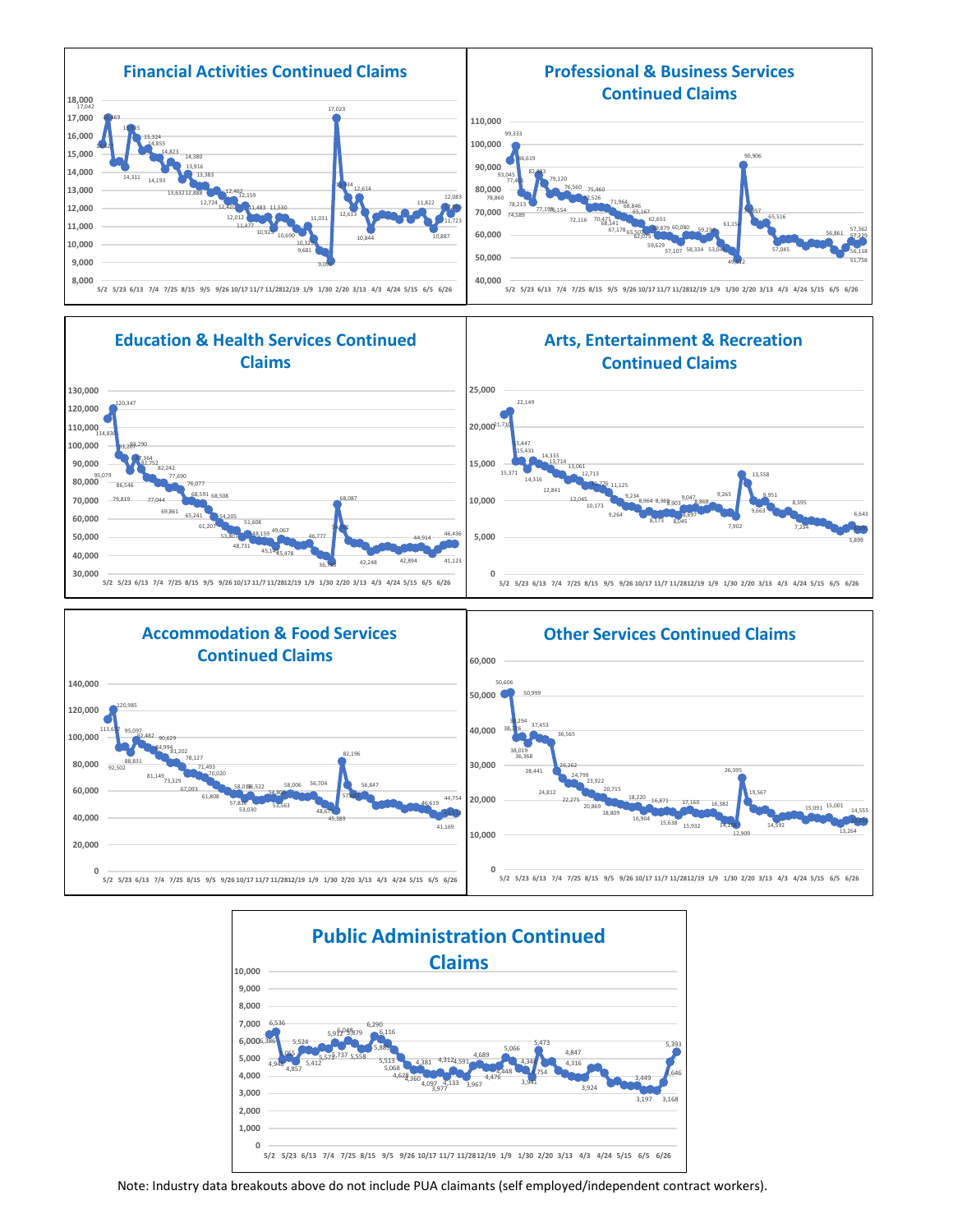## Financial Activities Continued Claims

18,000
17,000
16,000
15,000
14,000
13,000
12,000
11,000
10,000
9,000
8,000

17,042
16,469
15,324
14,855
14,823
14,380
13,916
13,383
14,311
14,193
13,632
12,888
12,724
12,462
12,159
12,012
11,483
11,530
11,477
10,929
10,690
11,031
10,325
9,681
17,023
13,334
12,614
12,613
10,844
11,822
12,083
11,723
10,887

5/2 5/23 6/13 7/4 7/25 8/15 9/5 9/26 10/17 11/7 11/28 12/19 1/9 1/30 2/20 3/13 4/3 4/24 5/15 6/5 6/26

## Professional & Business Services Continued Claims

110,000
100,000
90,000
80,000
70,000
60,000
50,000
40,000

99,333
93,045
86,619
82,893
79,120
78,860
77,461
78,213
74,589
77,198
76,154
76,560
75,460
72,526
72,116
71,964
70,473
68,846
68,141
67,178
65,167
65,503
62,075
62,651
60,879
59,629
60,080
57,107
59,234
58,334
53,046
61,158
49,812
90,906
71,057
65,516
57,045
56,861
57,362
57,329
56,118
51,758

5/2 5/23 6/13 7/4 7/25 8/15 9/5 9/26 10/17 11/7 11/28 12/19 1/9 1/30 2/20 3/13 4/3 4/24 5/15 6/5 6/26

## Education & Health Services Continued Claims

130,000
120,000
110,000
100,000
90,000
80,000
70,000
60,000
50,000
40,000
30,000

120,347
114,830
93,207
93,290
87,364
82,752
82,242
95,079
86,546
77,690
76,077
79,819
77,044
69,861
68,591
68,508
65,241
61,207
54,205
53,807
48,731
51,608
48,159
49,067
45,147
45,478
46,777
36,713
68,087
54,601
42,248
44,914
42,894
46,436
41,123

5/2 5/23 6/13 7/4 7/25 8/15 9/5 9/26 10/17 11/7 11/28 12/19 1/9 1/30 2/20 3/13 4/3 4/24 5/15 6/5 6/26

## Arts, Entertainment & Recreation Continued Claims

25,000
20,000
15,000
10,000
5,000
0

21,710
22,149
15,447
15,431
15,371
14,316
14,333
13,714
13,061
12,841
12,713
12,045
11,776
10,173
11,125
9,234
9,264
8,964
8,369
8,903
8,173
9,047
8,868
8,697
8,045
9,265
7,902
13,558
9,951
9,663
8,595
7,234
6,643
5,899

5/2 5/23 6/13 7/4 7/25 8/15 9/5 9/26 10/17 11/7 11/28 12/19 1/9 1/30 2/20 3/13 4/3 4/24 5/15 6/5 6/26

## Accommodation & Food Services Continued Claims

140,000
120,000
100,000
80,000
60,000
40,000
20,000
0

120,985
113,677
95,097
92,482
90,629
92,502
88,831
84,994
81,202
81,149
78,127
73,329
71,493
70,020
67,093
61,808
58,016
56,522
57,838
53,030
54,806
53,563
58,006
56,704
48,673
45,389
82,196
57,316
56,847
46,619
44,754
41,169

5/2 5/23 6/13 7/4 7/25 8/15 9/5 9/26 10/17 11/7 11/28 12/19 1/9 1/30 2/20 3/13 4/3 4/24 5/15 6/5 6/26

## Other Services Continued Claims

60,000
50,000
40,000
30,000
20,000
10,000
0

50,606
50,999
39,294
38,716
37,453
38,019
36,368
36,565
28,441
26,262
24,812
24,799
22,275
23,922
20,869
20,715
18,809
18,220
16,904
16,871
15,638
17,160
15,932
16,382
14,138
12,909
26,395
19,567
14,592
15,091
15,001
13,264
14,555

5/2 5/23 6/13 7/4 7/25 8/15 9/5 9/26 10/17 11/7 11/28 12/19 1/9 1/30 2/20 3/13 4/3 4/24 5/15 6/5 6/26

## Public Administration Continued Claims

10,000
9,000
8,000
7,000
6,000
5,000
4,000
3,000
2,000
1,000
0

6,536
6,386
4,948
5,055
4,857
5,524
5,412
5,571
5,912
6,048
5,879
5,737
5,558
6,290
6,116
5,888
5,513
5,068
4,628
4,360
4,381
4,097
3,977
4,312
4,133
4,591
3,967
4,689
4,476
5,066
4,448
4,346
3,941
4,754
5,473
4,847
4,316
3,924
3,449
3,197
3,168
4,646
5,393

5/2 5/23 6/13 7/4 7/25 8/15 9/5 9/26 10/17 11/7 11/28 12/19 1/9 1/30 2/20 3/13 4/3 4/24 5/15 6/5 6/26

Note: Industry data breakouts above do not include PUA claimants (self employed/independent contract workers).